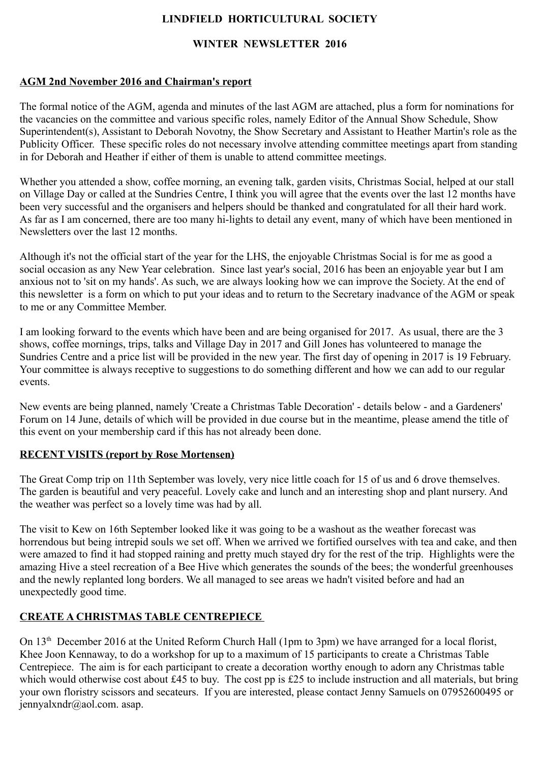# LINDFIELD HORTICULTURAL SOCIETY

## WINTER NEWSLETTER 2016

### AGM 2nd November 2016 and Chairman's report

The formal notice of the AGM, agenda and minutes of the last AGM are attached, plus a form for nominations for the vacancies on the committee and various specific roles, namely Editor of the Annual Show Schedule, Show Superintendent(s), Assistant to Deborah Novotny, the Show Secretary and Assistant to Heather Martin's role as the Publicity Officer. These specific roles do not necessary involve attending committee meetings apart from standing in for Deborah and Heather if either of them is unable to attend committee meetings.

Whether you attended a show, coffee morning, an evening talk, garden visits, Christmas Social, helped at our stall on Village Day or called at the Sundries Centre, I think you will agree that the events over the last 12 months have been very successful and the organisers and helpers should be thanked and congratulated for all their hard work. As far as I am concerned, there are too many hi-lights to detail any event, many of which have been mentioned in Newsletters over the last 12 months.

Although it's not the official start of the year for the LHS, the enjoyable Christmas Social is for me as good a social occasion as any New Year celebration. Since last year's social, 2016 has been an enjoyable year but I am anxious not to 'sit on my hands'. As such, we are always looking how we can improve the Society. At the end of this newsletter is a form on which to put your ideas and to return to the Secretary inadvance of the AGM or speak to me or any Committee Member.

I am looking forward to the events which have been and are being organised for 2017. As usual, there are the 3 shows, coffee mornings, trips, talks and Village Day in 2017 and Gill Jones has volunteered to manage the Sundries Centre and a price list will be provided in the new year. The first day of opening in 2017 is 19 February. Your committee is always receptive to suggestions to do something different and how we can add to our regular events.

New events are being planned, namely 'Create a Christmas Table Decoration' - details below - and a Gardeners' Forum on 14 June, details of which will be provided in due course but in the meantime, please amend the title of this event on your membership card if this has not already been done.

### RECENT VISITS (report by Rose Mortensen)

The Great Comp trip on 11th September was lovely, very nice little coach for 15 of us and 6 drove themselves. The garden is beautiful and very peaceful. Lovely cake and lunch and an interesting shop and plant nursery. And the weather was perfect so a lovely time was had by all.

The visit to Kew on 16th September looked like it was going to be a washout as the weather forecast was horrendous but being intrepid souls we set off. When we arrived we fortified ourselves with tea and cake, and then were amazed to find it had stopped raining and pretty much stayed dry for the rest of the trip. Highlights were the amazing Hive a steel recreation of a Bee Hive which generates the sounds of the bees; the wonderful greenhouses and the newly replanted long borders. We all managed to see areas we hadn't visited before and had an unexpectedly good time.

### CREATE A CHRISTMAS TABLE CENTREPIECE

On 13th December 2016 at the United Reform Church Hall (1pm to 3pm) we have arranged for a local florist, Khee Joon Kennaway, to do a workshop for up to a maximum of 15 participants to create a Christmas Table Centrepiece. The aim is for each participant to create a decoration worthy enough to adorn any Christmas table which would otherwise cost about £45 to buy. The cost pp is £25 to include instruction and all materials, but bring your own floristry scissors and secateurs. If you are interested, please contact Jenny Samuels on 07952600495 or jennyalxndr@aol.com. asap.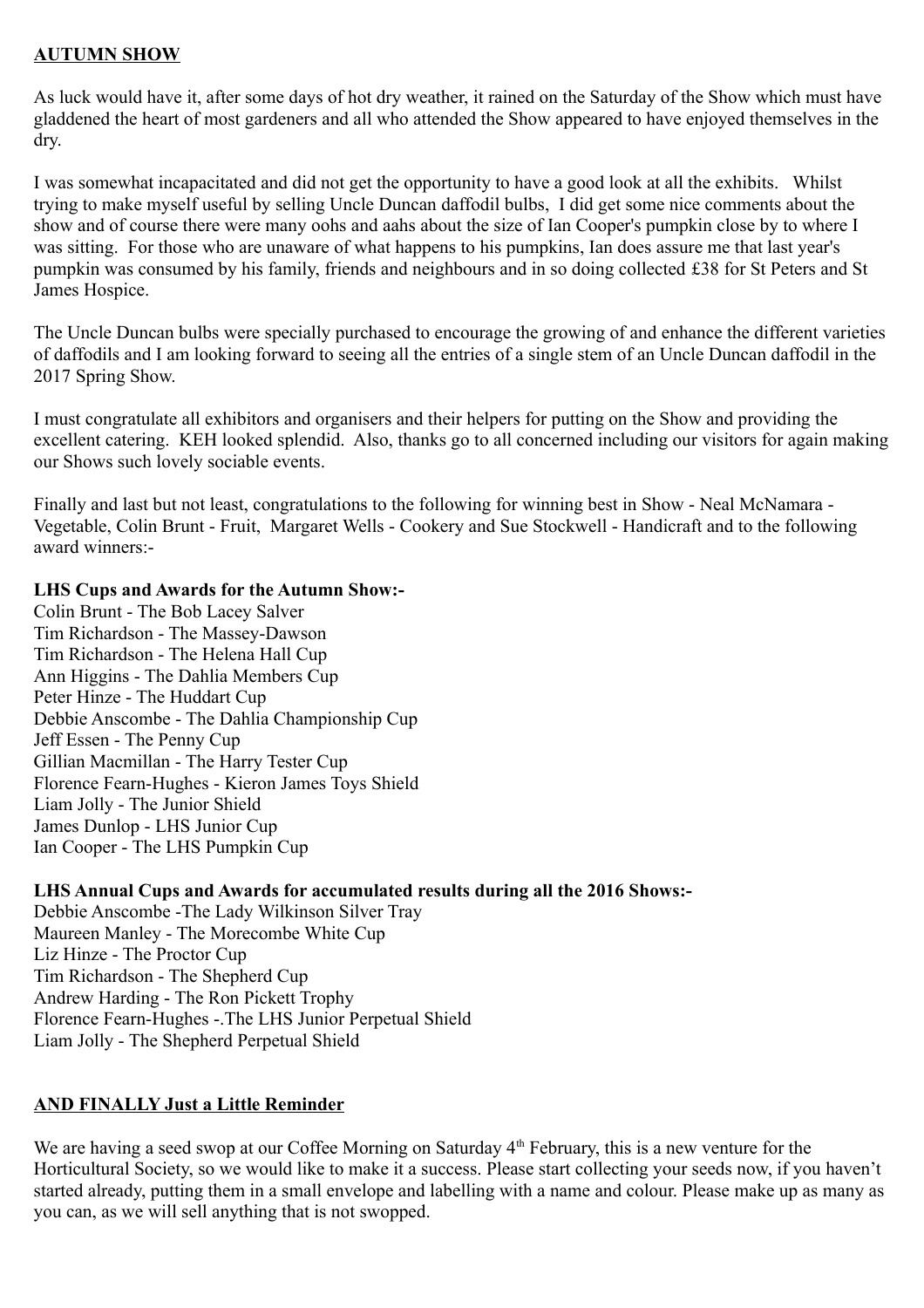## **AUTUMN SHOW**

As luck would have it, after some days of hot dry weather, it rained on the Saturday of the Show which must have gladdened the heart of most gardeners and all who attended the Show appeared to have enjoyed themselves in the dry.

I was somewhat incapacitated and did not get the opportunity to have a good look at all the exhibits. Whilst trying to make myself useful by selling Uncle Duncan daffodil bulbs, I did get some nice comments about the show and of course there were many oohs and aahs about the size of Ian Cooper's pumpkin close by to where I was sitting. For those who are unaware of what happens to his pumpkins, Ian does assure me that last year's pumpkin was consumed by his family, friends and neighbours and in so doing collected £38 for St Peters and St James Hospice.

The Uncle Duncan bulbs were specially purchased to encourage the growing of and enhance the different varieties of daffodils and I am looking forward to seeing all the entries of a single stem of an Uncle Duncan daffodil in the 2017 Spring Show.

I must congratulate all exhibitors and organisers and their helpers for putting on the Show and providing the excellent catering. KEH looked splendid. Also, thanks go to all concerned including our visitors for again making our Shows such lovely sociable events.

Finally and last but not least, congratulations to the following for winning best in Show - Neal McNamara - Vegetable, Colin Brunt - Fruit, Margaret Wells - Cookery and Sue Stockwell - Handicraft and to the following award winners:-

**LHS Cups and Awards for the Autumn Show:-**

Colin Brunt - The Bob Lacey Salver
Tim Richardson - The Massey-Dawson
Tim Richardson - The Helena Hall Cup
Ann Higgins - The Dahlia Members Cup
Peter Hinze - The Huddart Cup
Debbie Anscombe - The Dahlia Championship Cup
Jeff Essen - The Penny Cup
Gillian Macmillan - The Harry Tester Cup
Florence Fearn-Hughes - Kieron James Toys Shield
Liam Jolly - The Junior Shield
James Dunlop - LHS Junior Cup
Ian Cooper - The LHS Pumpkin Cup

**LHS Annual Cups and Awards for accumulated results during all the 2016 Shows:-**

Debbie Anscombe -The Lady Wilkinson Silver Tray
Maureen Manley - The Morecombe White Cup
Liz Hinze - The Proctor Cup
Tim Richardson - The Shepherd Cup
Andrew Harding - The Ron Pickett Trophy
Florence Fearn-Hughes -.The LHS Junior Perpetual Shield
Liam Jolly - The Shepherd Perpetual Shield

## **AND FINALLY Just a Little Reminder**

We are having a seed swop at our Coffee Morning on Saturday 4th February, this is a new venture for the Horticultural Society, so we would like to make it a success. Please start collecting your seeds now, if you haven't started already, putting them in a small envelope and labelling with a name and colour. Please make up as many as you can, as we will sell anything that is not swopped.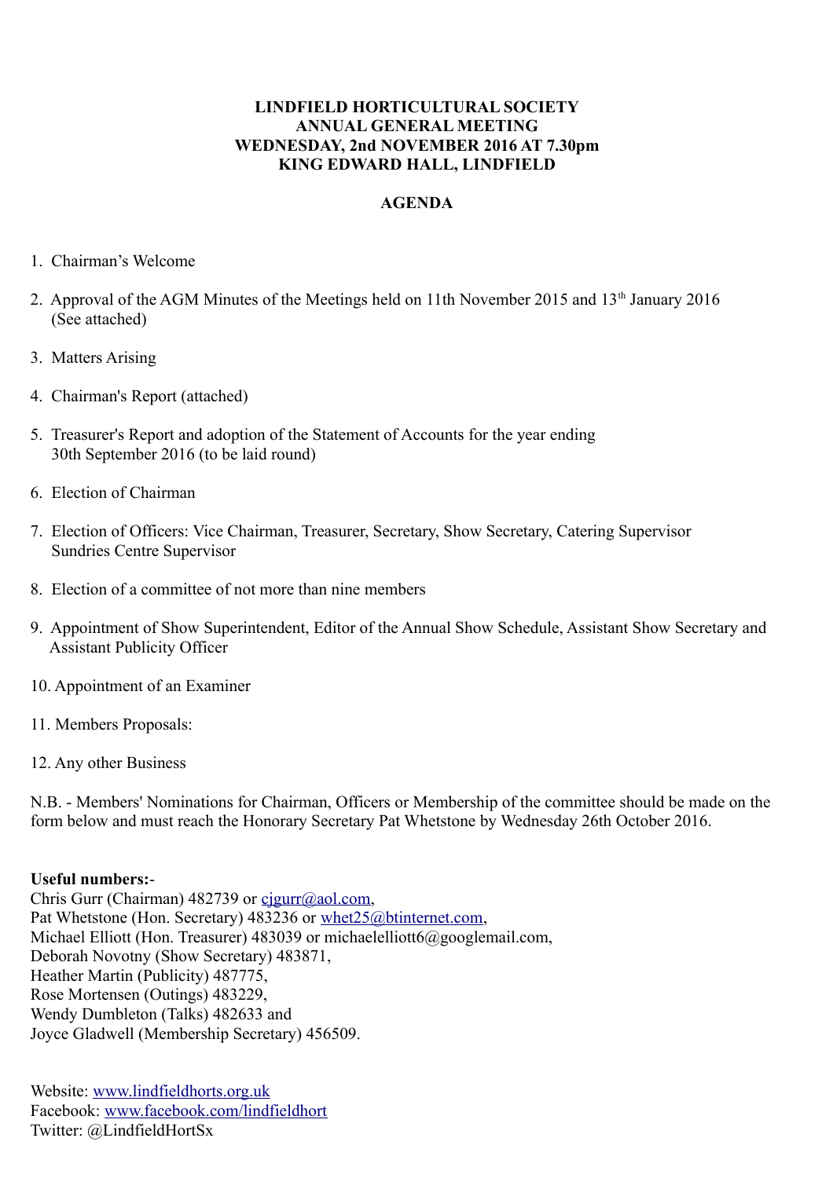# LINDFIELD HORTICULTURAL SOCIETY
## ANNUAL GENERAL MEETING
## WEDNESDAY, 2nd NOVEMBER 2016 AT 7.30pm
## KING EDWARD HALL, LINDFIELD

## AGENDA

1. Chairman's Welcome
2. Approval of the AGM Minutes of the Meetings held on 11th November 2015 and 13th January 2016 (See attached)
3. Matters Arising
4. Chairman's Report (attached)
5. Treasurer's Report and adoption of the Statement of Accounts for the year ending 30th September 2016 (to be laid round)
6. Election of Chairman
7. Election of Officers: Vice Chairman, Treasurer, Secretary, Show Secretary, Catering Supervisor Sundries Centre Supervisor
8. Election of a committee of not more than nine members
9. Appointment of Show Superintendent, Editor of the Annual Show Schedule, Assistant Show Secretary and Assistant Publicity Officer
10. Appointment of an Examiner
11. Members Proposals:
12. Any other Business

N.B. - Members' Nominations for Chairman, Officers or Membership of the committee should be made on the form below and must reach the Honorary Secretary Pat Whetstone by Wednesday 26th October 2016.

**Useful numbers:**-
Chris Gurr (Chairman) 482739 or cjgurr@aol.com,
Pat Whetstone (Hon. Secretary) 483236 or whet25@btinternet.com,
Michael Elliott (Hon. Treasurer) 483039 or michaelelliott6@googlemail.com,
Deborah Novotny (Show Secretary) 483871,
Heather Martin (Publicity) 487775,
Rose Mortensen (Outings) 483229,
Wendy Dumbleton (Talks) 482633 and
Joyce Gladwell (Membership Secretary) 456509.

Website: www.lindfieldhorts.org.uk
Facebook: www.facebook.com/lindfieldhort
Twitter: @LindfieldHortSx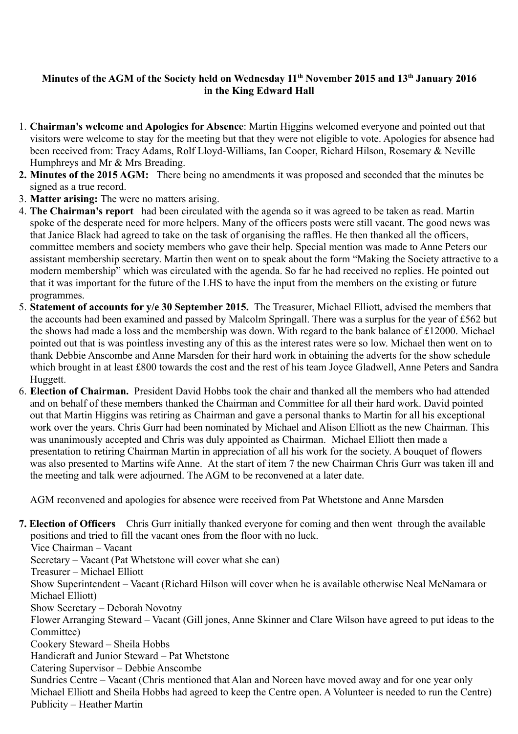**Minutes of the AGM of the Society held on Wednesday 11th November 2015 and 13th January 2016 in the King Edward Hall**

1. **Chairman's welcome and Apologies for Absence**: Martin Higgins welcomed everyone and pointed out that visitors were welcome to stay for the meeting but that they were not eligible to vote. Apologies for absence had been received from: Tracy Adams, Rolf Lloyd-Williams, Ian Cooper, Richard Hilson, Rosemary & Neville Humphreys and Mr & Mrs Breading.
2. **Minutes of the 2015 AGM:** There being no amendments it was proposed and seconded that the minutes be signed as a true record.
3. **Matter arising:** The were no matters arising.
4. **The Chairman's report** had been circulated with the agenda so it was agreed to be taken as read. Martin spoke of the desperate need for more helpers. Many of the officers posts were still vacant. The good news was that Janice Black had agreed to take on the task of organising the raffles. He then thanked all the officers, committee members and society members who gave their help. Special mention was made to Anne Peters our assistant membership secretary. Martin then went on to speak about the form "Making the Society attractive to a modern membership" which was circulated with the agenda. So far he had received no replies. He pointed out that it was important for the future of the LHS to have the input from the members on the existing or future programmes.
5. **Statement of accounts for y/e 30 September 2015.** The Treasurer, Michael Elliott, advised the members that the accounts had been examined and passed by Malcolm Springall. There was a surplus for the year of £562 but the shows had made a loss and the membership was down. With regard to the bank balance of £12000. Michael pointed out that is was pointless investing any of this as the interest rates were so low. Michael then went on to thank Debbie Anscombe and Anne Marsden for their hard work in obtaining the adverts for the show schedule which brought in at least £800 towards the cost and the rest of his team Joyce Gladwell, Anne Peters and Sandra Huggett.
6. **Election of Chairman.** President David Hobbs took the chair and thanked all the members who had attended and on behalf of these members thanked the Chairman and Committee for all their hard work. David pointed out that Martin Higgins was retiring as Chairman and gave a personal thanks to Martin for all his exceptional work over the years. Chris Gurr had been nominated by Michael and Alison Elliott as the new Chairman. This was unanimously accepted and Chris was duly appointed as Chairman. Michael Elliott then made a presentation to retiring Chairman Martin in appreciation of all his work for the society. A bouquet of flowers was also presented to Martins wife Anne. At the start of item 7 the new Chairman Chris Gurr was taken ill and the meeting and talk were adjourned. The AGM to be reconvened at a later date.

   AGM reconvened and apologies for absence were received from Pat Whetstone and Anne Marsden

7. **Election of Officers** Chris Gurr initially thanked everyone for coming and then went through the available positions and tried to fill the vacant ones from the floor with no luck.
   Vice Chairman – Vacant
   Secretary – Vacant (Pat Whetstone will cover what she can)
   Treasurer – Michael Elliott
   Show Superintendent – Vacant (Richard Hilson will cover when he is available otherwise Neal McNamara or Michael Elliott)
   Show Secretary – Deborah Novotny
   Flower Arranging Steward – Vacant (Gill jones, Anne Skinner and Clare Wilson have agreed to put ideas to the Committee)
   Cookery Steward – Sheila Hobbs
   Handicraft and Junior Steward – Pat Whetstone
   Catering Supervisor – Debbie Anscombe
   Sundries Centre – Vacant (Chris mentioned that Alan and Noreen have moved away and for one year only Michael Elliott and Sheila Hobbs had agreed to keep the Centre open. A Volunteer is needed to run the Centre)
   Publicity – Heather Martin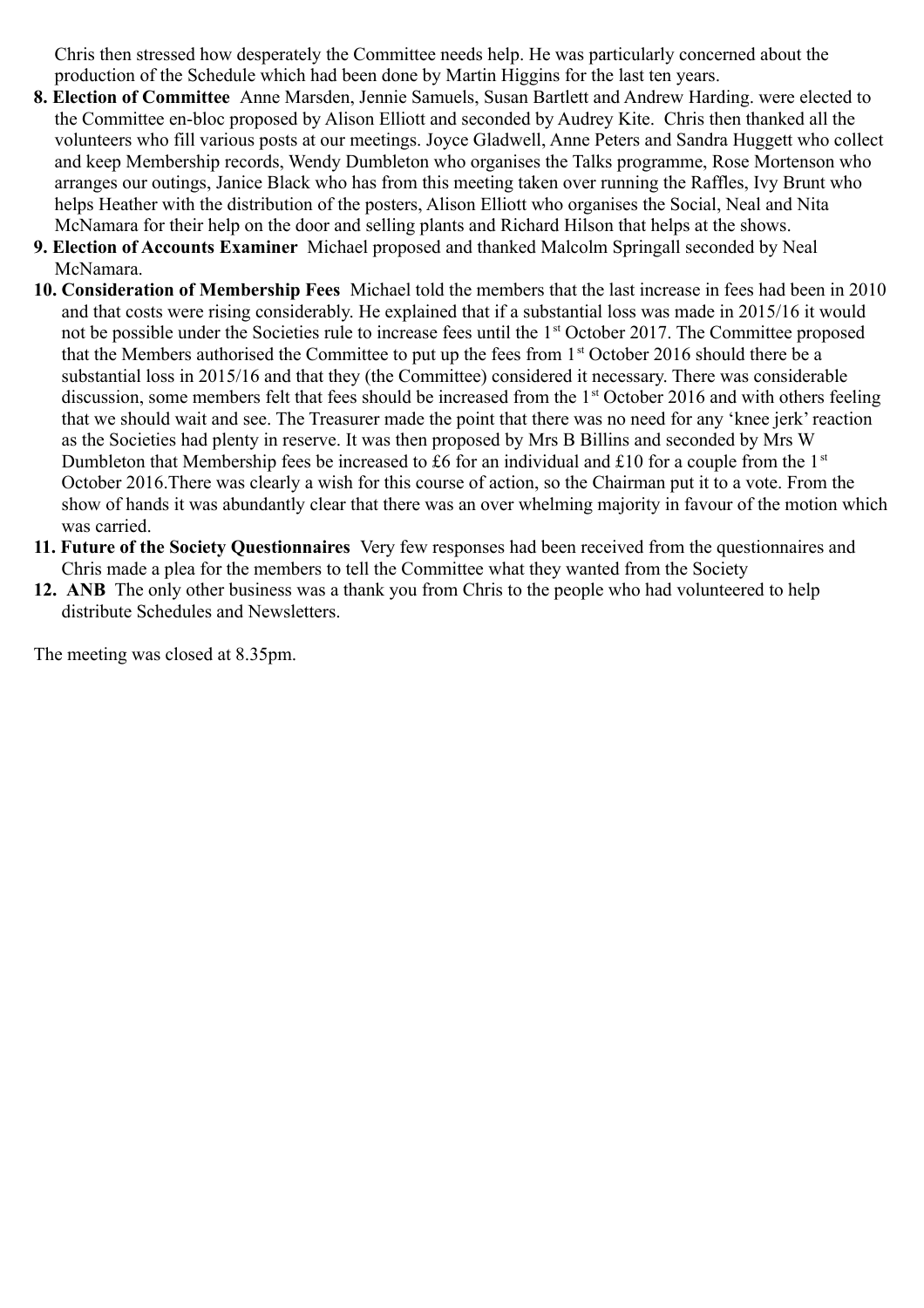Chris then stressed how desperately the Committee needs help. He was particularly concerned about the production of the Schedule which had been done by Martin Higgins for the last ten years.

8. **Election of Committee** Anne Marsden, Jennie Samuels, Susan Bartlett and Andrew Harding. were elected to the Committee en-bloc proposed by Alison Elliott and seconded by Audrey Kite. Chris then thanked all the volunteers who fill various posts at our meetings. Joyce Gladwell, Anne Peters and Sandra Huggett who collect and keep Membership records, Wendy Dumbleton who organises the Talks programme, Rose Mortenson who arranges our outings, Janice Black who has from this meeting taken over running the Raffles, Ivy Brunt who helps Heather with the distribution of the posters, Alison Elliott who organises the Social, Neal and Nita McNamara for their help on the door and selling plants and Richard Hilson that helps at the shows.
9. **Election of Accounts Examiner** Michael proposed and thanked Malcolm Springall seconded by Neal McNamara.
10. **Consideration of Membership Fees** Michael told the members that the last increase in fees had been in 2010 and that costs were rising considerably. He explained that if a substantial loss was made in 2015/16 it would not be possible under the Societies rule to increase fees until the 1st October 2017. The Committee proposed that the Members authorised the Committee to put up the fees from 1st October 2016 should there be a substantial loss in 2015/16 and that they (the Committee) considered it necessary. There was considerable discussion, some members felt that fees should be increased from the 1st October 2016 and with others feeling that we should wait and see. The Treasurer made the point that there was no need for any 'knee jerk' reaction as the Societies had plenty in reserve. It was then proposed by Mrs B Billins and seconded by Mrs W Dumbleton that Membership fees be increased to £6 for an individual and £10 for a couple from the 1st October 2016.There was clearly a wish for this course of action, so the Chairman put it to a vote. From the show of hands it was abundantly clear that there was an over whelming majority in favour of the motion which was carried.
11. **Future of the Society Questionnaires** Very few responses had been received from the questionnaires and Chris made a plea for the members to tell the Committee what they wanted from the Society
12. **ANB** The only other business was a thank you from Chris to the people who had volunteered to help distribute Schedules and Newsletters.

The meeting was closed at 8.35pm.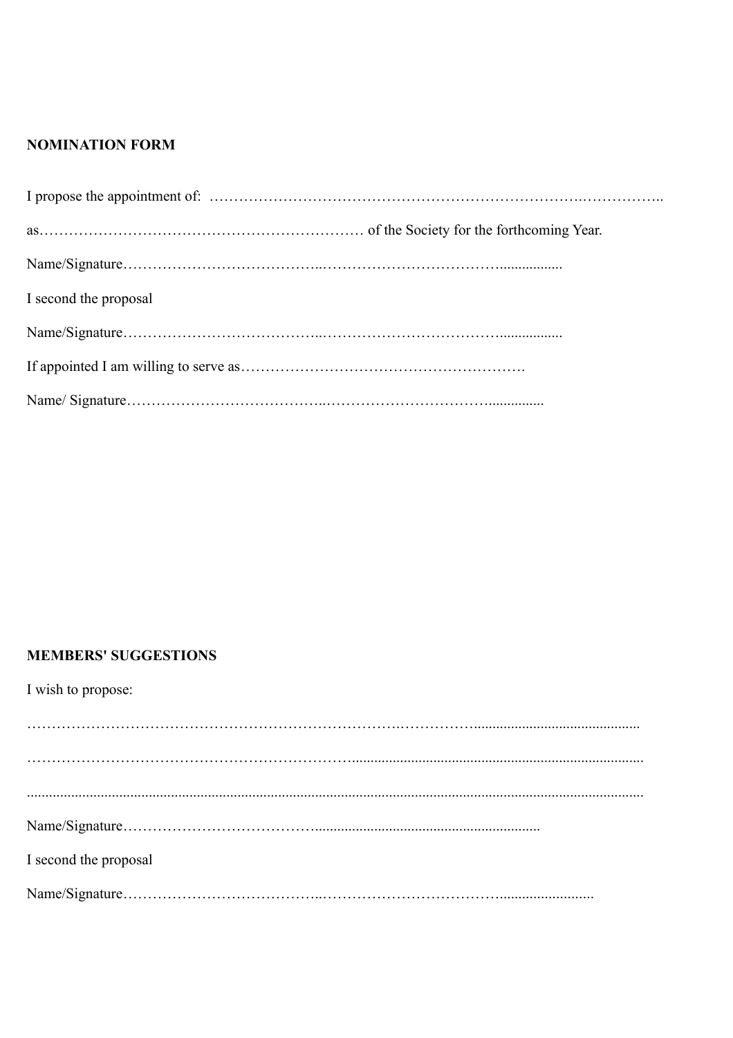**NOMINATION FORM**

I propose the appointment of: ……………………………………………………………………….……………..

as………………………………………………………… of the Society for the forthcoming Year.

Name/Signature…………………………………..………………………………..................

I second the proposal

Name/Signature…………………………………..………………………………..................

If appointed I am willing to serve as………………………………………………….

Name/ Signature…………………………………..……………………………...............

**MEMBERS' SUGGESTIONS**

I wish to propose:

……………………………………………………………….……………............................................

………………………………………………………….................................................................................

...................................................................................................................................................

Name/Signature………………………………...........................................................

I second the proposal

Name/Signature…………………………………..………………………………..........................